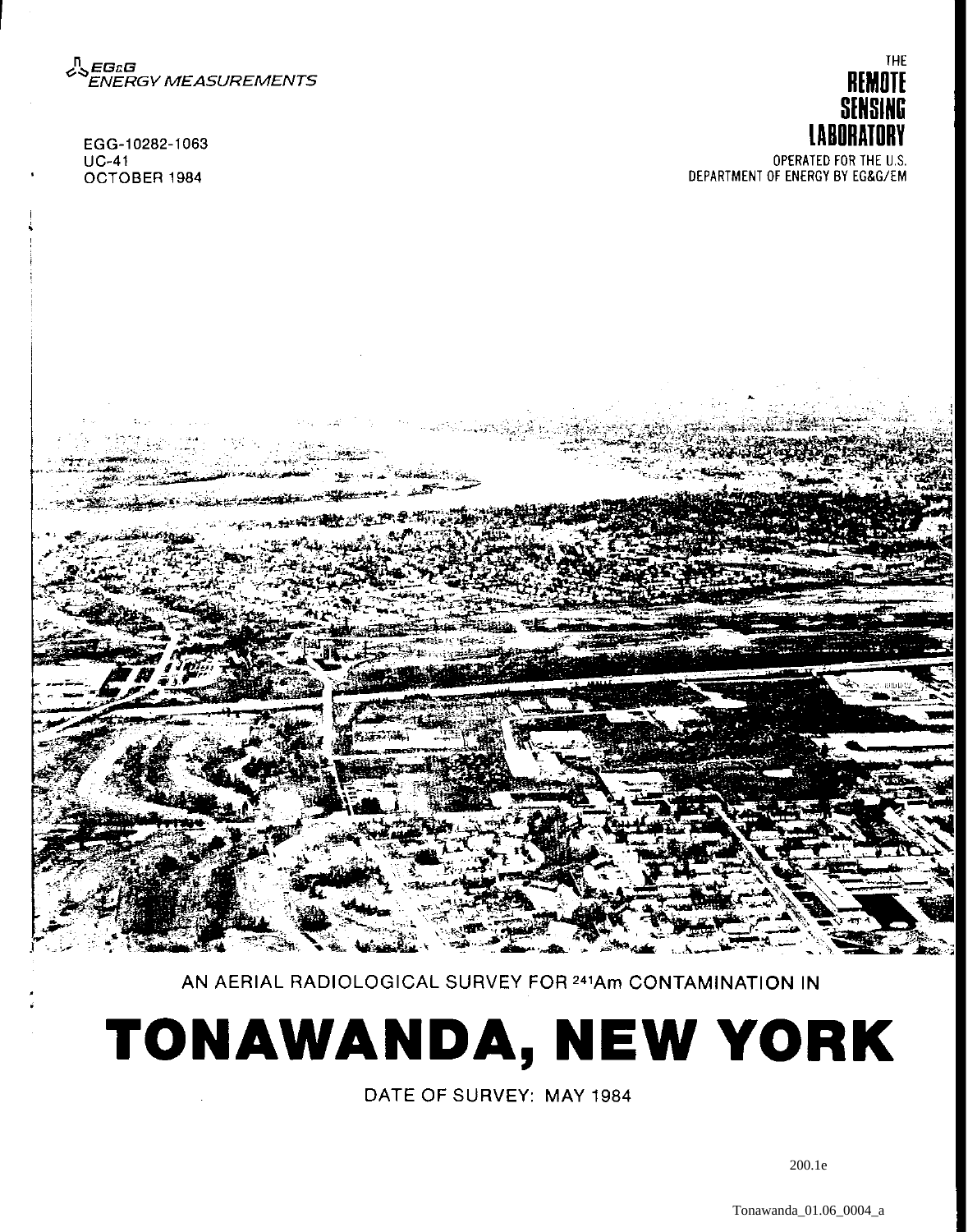EG&G ENERGY MEASUREMENTS

EGG-10282-1063
UC-41
OCTOBER 1984

THE
**REMOTE SENSING LABORATORY**
OPERATED FOR THE U.S. DEPARTMENT OF ENERGY BY EG&G/EM

AN AERIAL RADIOLOGICAL SURVEY FOR $^{241}$Am CONTAMINATION IN

# TONAWANDA, NEW YORK

DATE OF SURVEY: MAY 1984

200.1e

Tonawanda_01.06_0004_a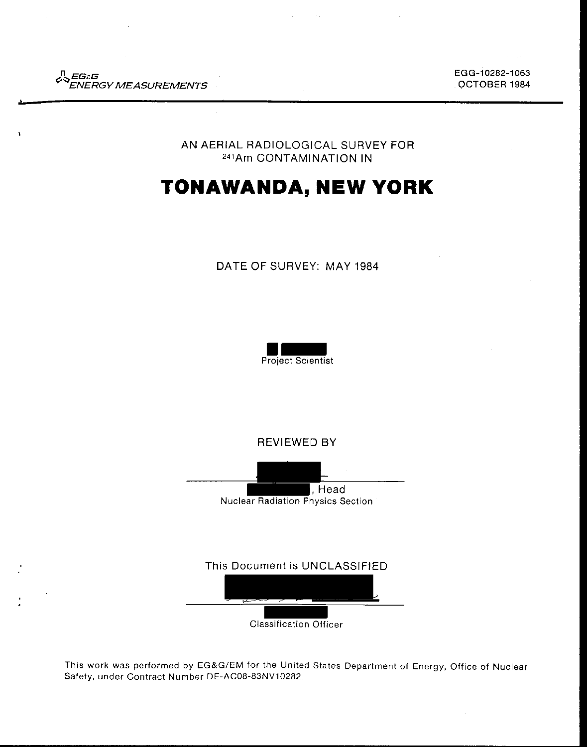EG&G ENERGY MEASUREMENTS

EGG-10282-1063
OCTOBER 1984

AN AERIAL RADIOLOGICAL SURVEY FOR
$^{241}$Am CONTAMINATION IN

# TONAWANDA, NEW YORK

DATE OF SURVEY: MAY 1984

Project Scientist

REVIEWED BY

, Head
Nuclear Radiation Physics Section

This Document is UNCLASSIFIED

Classification Officer

This work was performed by EG&G/EM for the United States Department of Energy, Office of Nuclear Safety, under Contract Number DE-AC08-83NV10282.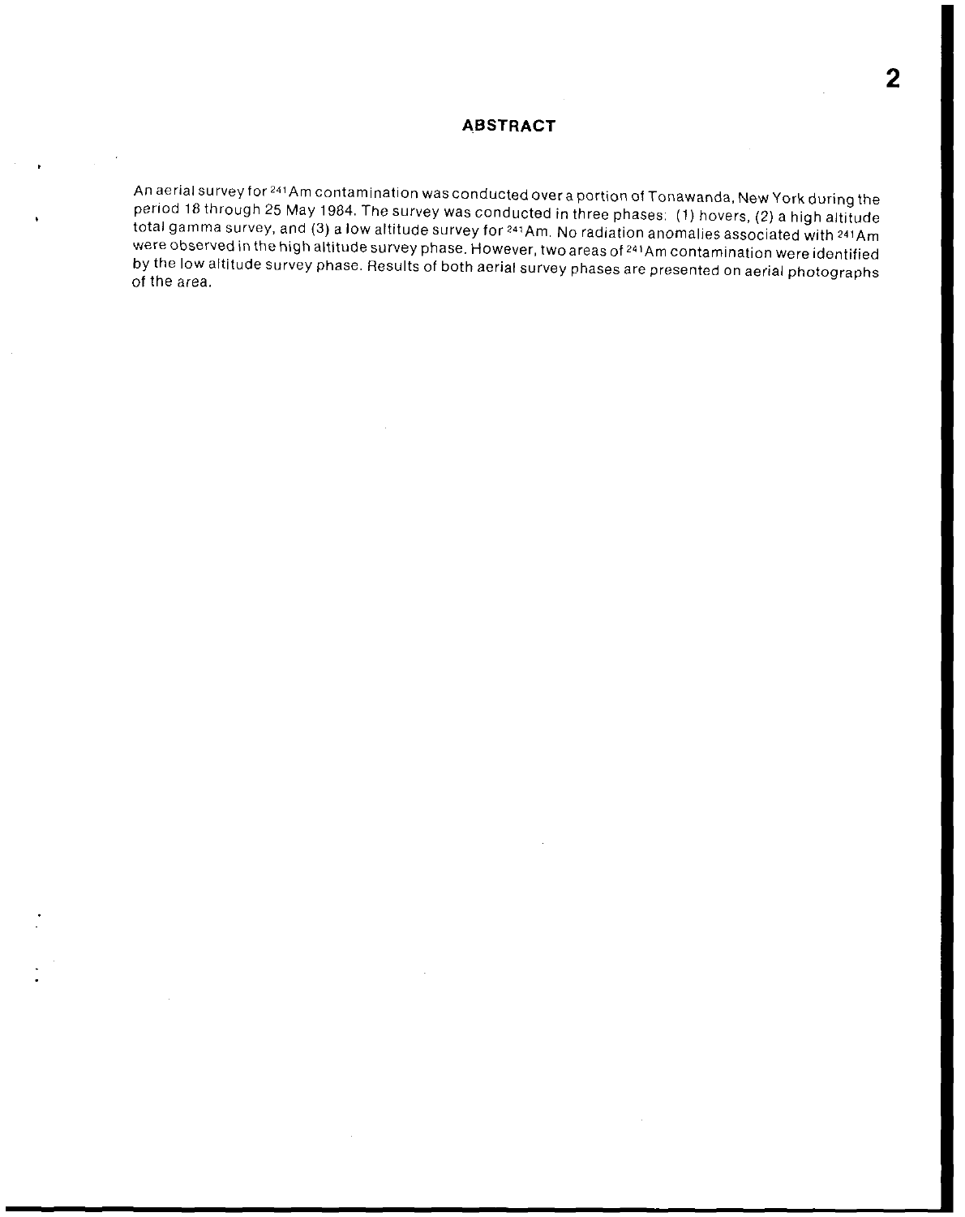## ABSTRACT

An aerial survey for $^{241}$Am contamination was conducted over a portion of Tonawanda, New York during the period 18 through 25 May 1984. The survey was conducted in three phases: (1) hovers, (2) a high altitude total gamma survey, and (3) a low altitude survey for $^{241}$Am. No radiation anomalies associated with $^{241}$Am were observed in the high altitude survey phase. However, two areas of $^{241}$Am contamination were identified by the low altitude survey phase. Results of both aerial survey phases are presented on aerial photographs of the area.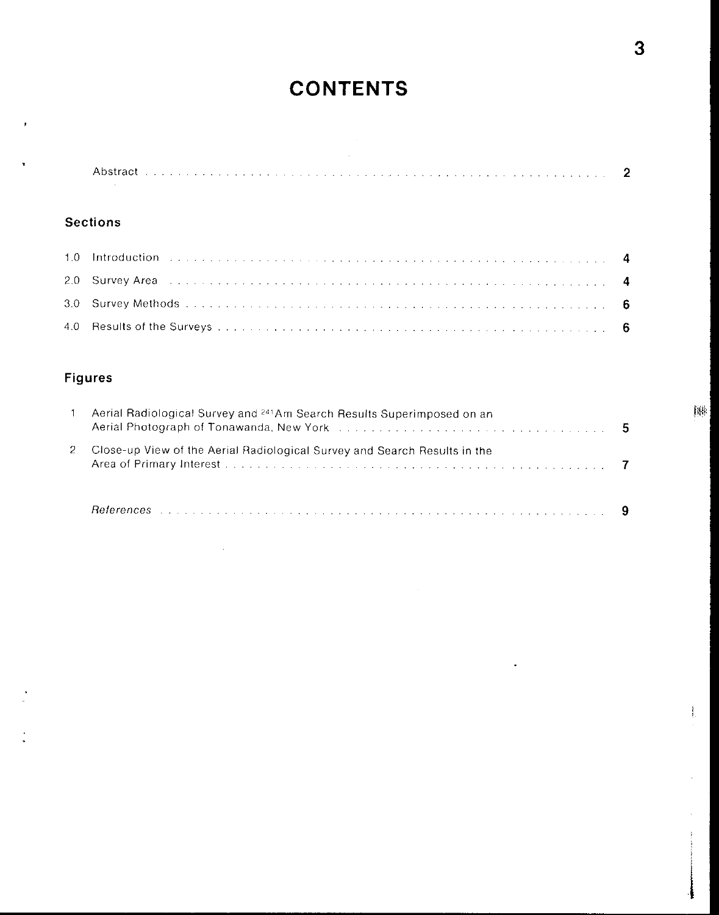# CONTENTS

Abstract . . . . . . . . . . 2

## Sections

1.0 Introduction . . . . . . . . . . 4

2.0 Survey Area . . . . . . . . . . 4

3.0 Survey Methods . . . . . . . . . . 6

4.0 Results of the Surveys . . . . . . . . . . 6

## Figures

1 Aerial Radiological Survey and $^{241}Am$ Search Results Superimposed on an Aerial Photograph of Tonawanda, New York . . . . . . . . . . 5

2 Close-up View of the Aerial Radiological Survey and Search Results in the Area of Primary Interest . . . . . . . . . . 7

*References* . . . . . . . . . . 9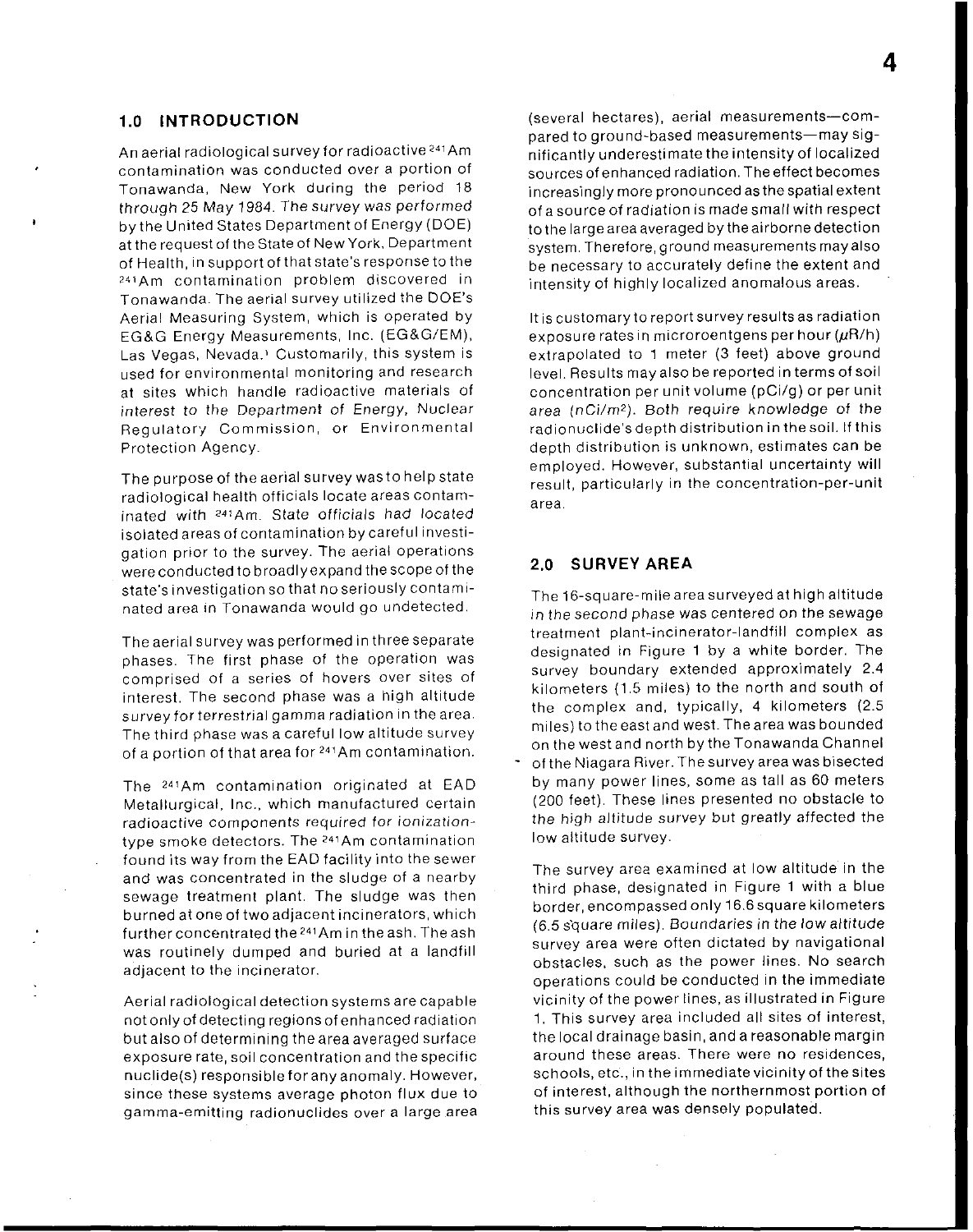## 1.0 INTRODUCTION

An aerial radiological survey for radioactive $^{241}Am$ contamination was conducted over a portion of Tonawanda, New York during the period 18 through 25 May 1984. The survey was performed by the United States Department of Energy (DOE) at the request of the State of New York, Department of Health, in support of that state's response to the $^{241}Am$ contamination problem discovered in Tonawanda. The aerial survey utilized the DOE's Aerial Measuring System, which is operated by EG&G Energy Measurements, Inc. (EG&G/EM), Las Vegas, Nevada.[1] Customarily, this system is used for environmental monitoring and research at sites which handle radioactive materials of interest to the Department of Energy, Nuclear Regulatory Commission, or Environmental Protection Agency.

The purpose of the aerial survey was to help state radiological health officials locate areas contaminated with $^{241}Am$. State officials had located isolated areas of contamination by careful investigation prior to the survey. The aerial operations were conducted to broadly expand the scope of the state's investigation so that no seriously contaminated area in Tonawanda would go undetected.

The aerial survey was performed in three separate phases. The first phase of the operation was comprised of a series of hovers over sites of interest. The second phase was a high altitude survey for terrestrial gamma radiation in the area. The third phase was a careful low altitude survey of a portion of that area for $^{241}Am$ contamination.

The $^{241}Am$ contamination originated at EAD Metallurgical, Inc., which manufactured certain radioactive components required for ionization-type smoke detectors. The $^{241}Am$ contamination found its way from the EAD facility into the sewer and was concentrated in the sludge of a nearby sewage treatment plant. The sludge was then burned at one of two adjacent incinerators, which further concentrated the $^{241}Am$ in the ash. The ash was routinely dumped and buried at a landfill adjacent to the incinerator.

Aerial radiological detection systems are capable not only of detecting regions of enhanced radiation but also of determining the area averaged surface exposure rate, soil concentration and the specific nuclide(s) responsible for any anomaly. However, since these systems average photon flux due to gamma-emitting radionuclides over a large area (several hectares), aerial measurements—compared to ground-based measurements—may significantly underestimate the intensity of localized sources of enhanced radiation. The effect becomes increasingly more pronounced as the spatial extent of a source of radiation is made small with respect to the large area averaged by the airborne detection system. Therefore, ground measurements may also be necessary to accurately define the extent and intensity of highly localized anomalous areas.

It is customary to report survey results as radiation exposure rates in microroentgens per hour ($\mu$R/h) extrapolated to 1 meter (3 feet) above ground level. Results may also be reported in terms of soil concentration per unit volume (pCi/g) or per unit area (nCi/$m^2$). Both require knowledge of the radionuclide's depth distribution in the soil. If this depth distribution is unknown, estimates can be employed. However, substantial uncertainty will result, particularly in the concentration-per-unit area.

## 2.0 SURVEY AREA

The 16-square-mile area surveyed at high altitude in the second phase was centered on the sewage treatment plant-incinerator-landfill complex as designated in Figure 1 by a white border. The survey boundary extended approximately 2.4 kilometers (1.5 miles) to the north and south of the complex and, typically, 4 kilometers (2.5 miles) to the east and west. The area was bounded on the west and north by the Tonawanda Channel of the Niagara River. The survey area was bisected by many power lines, some as tall as 60 meters (200 feet). These lines presented no obstacle to the high altitude survey but greatly affected the low altitude survey.

The survey area examined at low altitude in the third phase, designated in Figure 1 with a blue border, encompassed only 16.6 square kilometers (6.5 square miles). Boundaries in the low altitude survey area were often dictated by navigational obstacles, such as the power lines. No search operations could be conducted in the immediate vicinity of the power lines, as illustrated in Figure 1. This survey area included all sites of interest, the local drainage basin, and a reasonable margin around these areas. There were no residences, schools, etc., in the immediate vicinity of the sites of interest, although the northernmost portion of this survey area was densely populated.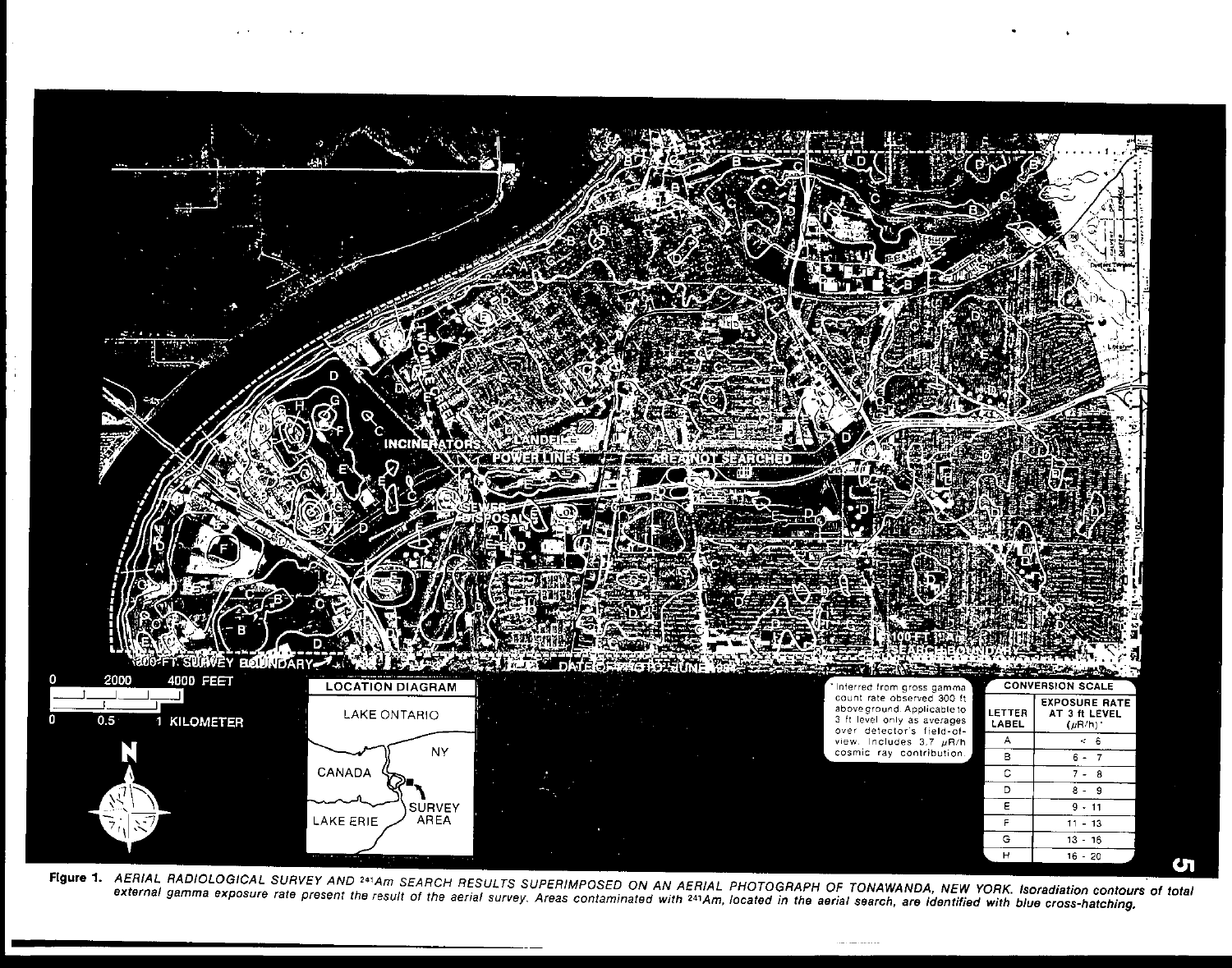| LETTER LABEL | EXPOSURE RATE AT 3 ft LEVEL (μR/h)* |
|---|---|
| A | < 6 |
| B | 6 - 7 |
| C | 7 - 8 |
| D | 8 - 9 |
| E | 9 - 11 |
| F | 11 - 13 |
| G | 13 - 16 |
| H | 16 - 20 |

*Inferred from gross gamma count rate observed 300 ft aboveground. Applicable to 3 ft level only as averages over detector's field-of-view. Includes 3.7 μR/h cosmic ray contribution.

**Figure 1.** *AERIAL RADIOLOGICAL SURVEY AND $^{241}Am$ SEARCH RESULTS SUPERIMPOSED ON AN AERIAL PHOTOGRAPH OF TONAWANDA, NEW YORK. Isoradiation contours of total external gamma exposure rate present the result of the aerial survey. Areas contaminated with $^{241}Am$, located in the aerial search, are identified with blue cross-hatching.*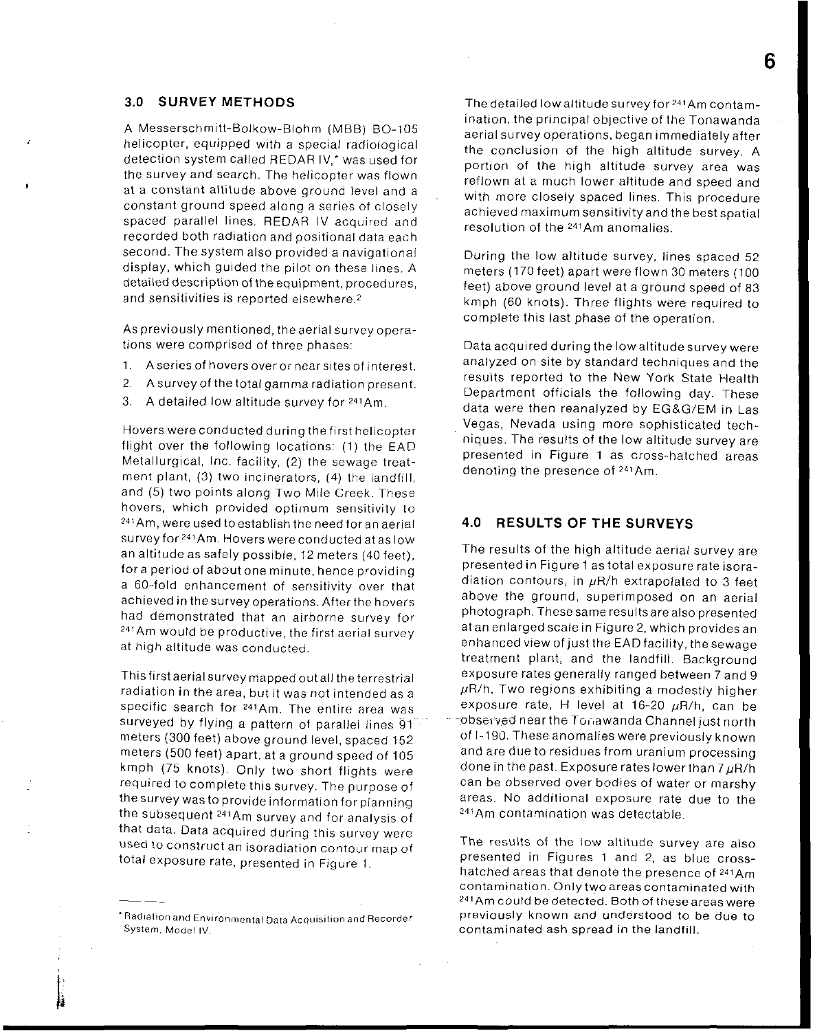## 3.0 SURVEY METHODS

A Messerschmitt-Bolkow-Blohm (MBB) BO-105 helicopter, equipped with a special radiological detection system called REDAR IV,* was used for the survey and search. The helicopter was flown at a constant altitude above ground level and a constant ground speed along a series of closely spaced parallel lines. REDAR IV acquired and recorded both radiation and positional data each second. The system also provided a navigational display, which guided the pilot on these lines. A detailed description of the equipment, procedures, and sensitivities is reported elsewhere.[2]

As previously mentioned, the aerial survey operations were comprised of three phases:

1. A series of hovers over or near sites of interest.
2. A survey of the total gamma radiation present.
3. A detailed low altitude survey for $^{241}$Am.

Hovers were conducted during the first helicopter flight over the following locations: (1) the EAD Metallurgical, Inc. facility, (2) the sewage treatment plant, (3) two incinerators, (4) the landfill, and (5) two points along Two Mile Creek. These hovers, which provided optimum sensitivity to $^{241}$Am, were used to establish the need for an aerial survey for $^{241}$Am. Hovers were conducted at as low an altitude as safely possible, 12 meters (40 feet), for a period of about one minute, hence providing a 60-fold enhancement of sensitivity over that achieved in the survey operations. After the hovers had demonstrated that an airborne survey for $^{241}$Am would be productive, the first aerial survey at high altitude was conducted.

This first aerial survey mapped out all the terrestrial radiation in the area, but it was not intended as a specific search for $^{241}$Am. The entire area was surveyed by flying a pattern of parallel lines 91 meters (300 feet) above ground level, spaced 152 meters (500 feet) apart, at a ground speed of 105 kmph (75 knots). Only two short flights were required to complete this survey. The purpose of the survey was to provide information for planning the subsequent $^{241}$Am survey and for analysis of that data. Data acquired during this survey were used to construct an isoradiation contour map of total exposure rate, presented in Figure 1.

The detailed low altitude survey for $^{241}$Am contamination, the principal objective of the Tonawanda aerial survey operations, began immediately after the conclusion of the high altitude survey. A portion of the high altitude survey area was reflown at a much lower altitude and speed and with more closely spaced lines. This procedure achieved maximum sensitivity and the best spatial resolution of the $^{241}$Am anomalies.

During the low altitude survey, lines spaced 52 meters (170 feet) apart were flown 30 meters (100 feet) above ground level at a ground speed of 83 kmph (60 knots). Three flights were required to complete this last phase of the operation.

Data acquired during the low altitude survey were analyzed on site by standard techniques and the results reported to the New York State Health Department officials the following day. These data were then reanalyzed by EG&G/EM in Las Vegas, Nevada using more sophisticated techniques. The results of the low altitude survey are presented in Figure 1 as cross-hatched areas denoting the presence of $^{241}$Am.

## 4.0 RESULTS OF THE SURVEYS

The results of the high altitude aerial survey are presented in Figure 1 as total exposure rate isoradiation contours, in $\mu$R/h extrapolated to 3 feet above the ground, superimposed on an aerial photograph. These same results are also presented at an enlarged scale in Figure 2, which provides an enhanced view of just the EAD facility, the sewage treatment plant, and the landfill. Background exposure rates generally ranged between 7 and 9 $\mu$R/h. Two regions exhibiting a modestly higher exposure rate, H level at 16-20 $\mu$R/h, can be observed near the Tonawanda Channel just north of I-190. These anomalies were previously known and are due to residues from uranium processing done in the past. Exposure rates lower than 7 $\mu$R/h can be observed over bodies of water or marshy areas. No additional exposure rate due to the $^{241}$Am contamination was detectable.

The results of the low altitude survey are also presented in Figures 1 and 2, as blue cross-hatched areas that denote the presence of $^{241}$Am contamination. Only two areas contaminated with $^{241}$Am could be detected. Both of these areas were previously known and understood to be due to contaminated ash spread in the landfill.

---

*Radiation and Environmental Data Acquisition and Recorder System, Model IV.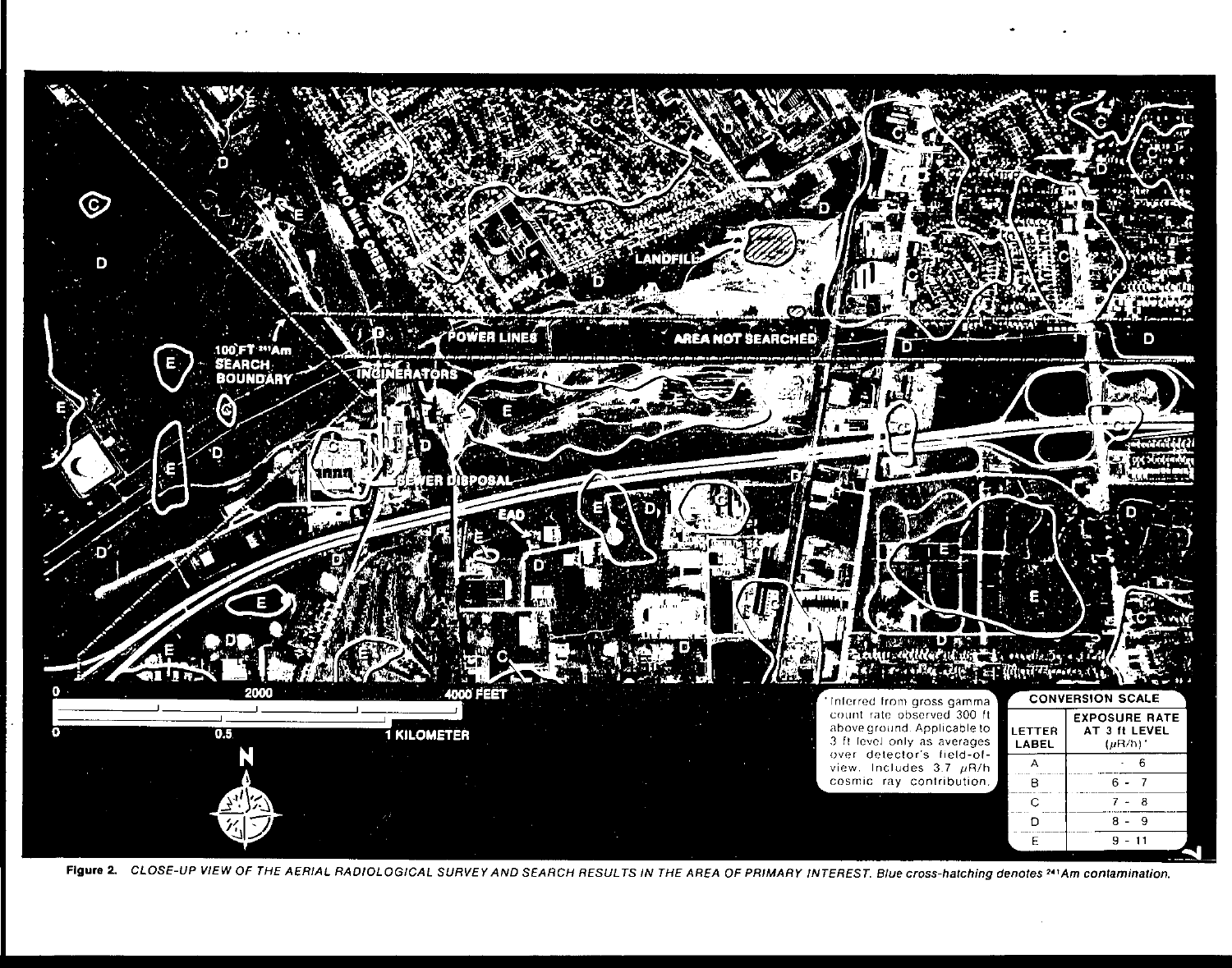| LETTER LABEL | EXPOSURE RATE AT 3 ft LEVEL ($\mu$R/h)* |
|---|---|
| A | - 6 |
| B | 6 - 7 |
| C | 7 - 8 |
| D | 8 - 9 |
| E | 9 - 11 |

*Inferred from gross gamma count rate observed 300 ft above ground. Applicable to 3 ft level only as averages over detector's field-of-view. Includes 3.7 $\mu$R/h cosmic ray contribution.

**Figure 2.** *CLOSE-UP VIEW OF THE AERIAL RADIOLOGICAL SURVEY AND SEARCH RESULTS IN THE AREA OF PRIMARY INTEREST. Blue cross-hatching denotes $^{241}$Am contamination.*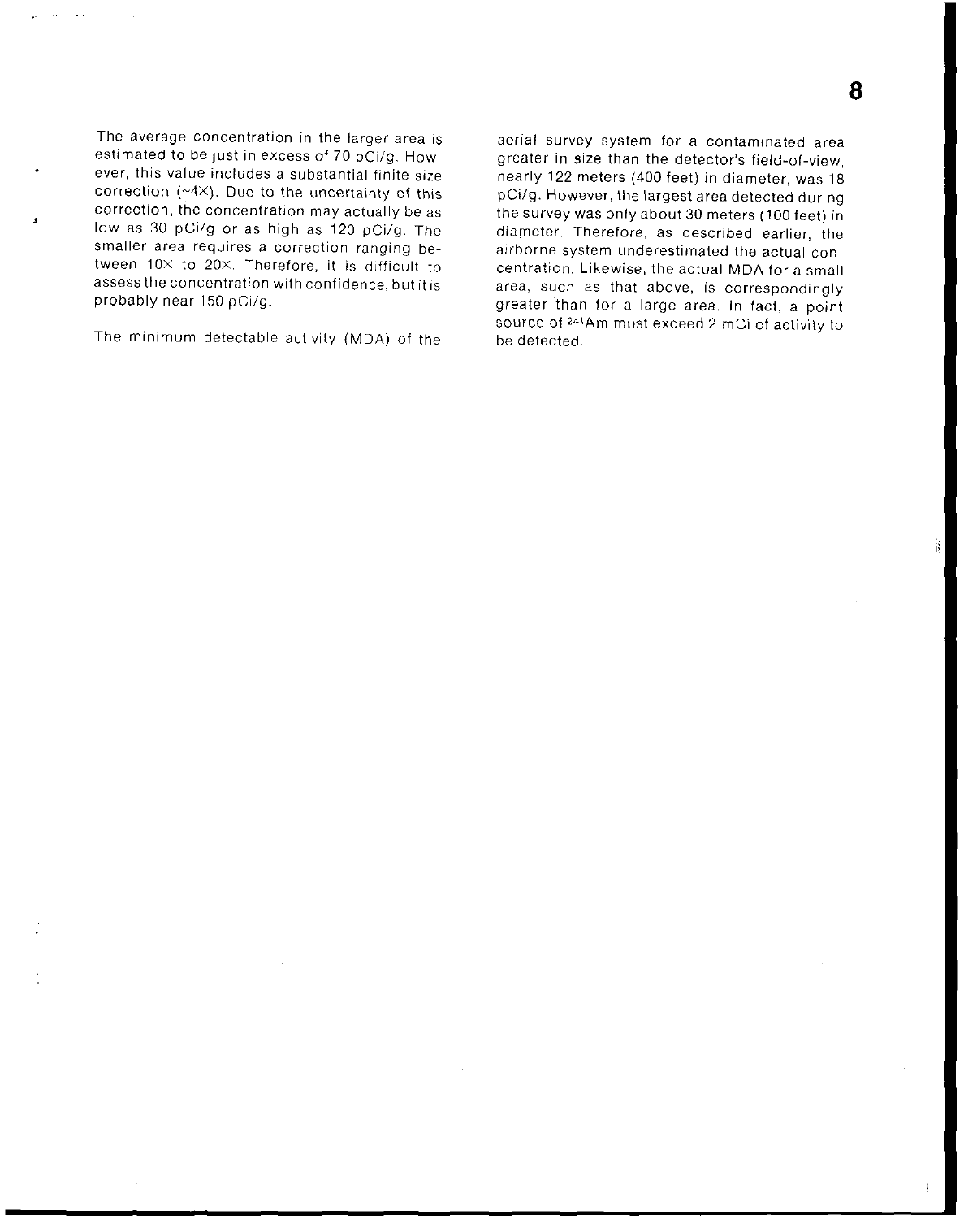The average concentration in the larger area is estimated to be just in excess of 70 pCi/g. However, this value includes a substantial finite size correction (~4×). Due to the uncertainty of this correction, the concentration may actually be as low as 30 pCi/g or as high as 120 pCi/g. The smaller area requires a correction ranging between 10× to 20×. Therefore, it is difficult to assess the concentration with confidence, but it is probably near 150 pCi/g.

The minimum detectable activity (MDA) of the aerial survey system for a contaminated area greater in size than the detector's field-of-view, nearly 122 meters (400 feet) in diameter, was 18 pCi/g. However, the largest area detected during the survey was only about 30 meters (100 feet) in diameter. Therefore, as described earlier, the airborne system underestimated the actual concentration. Likewise, the actual MDA for a small area, such as that above, is correspondingly greater than for a large area. In fact, a point source of $^{241}Am$ must exceed 2 mCi of activity to be detected.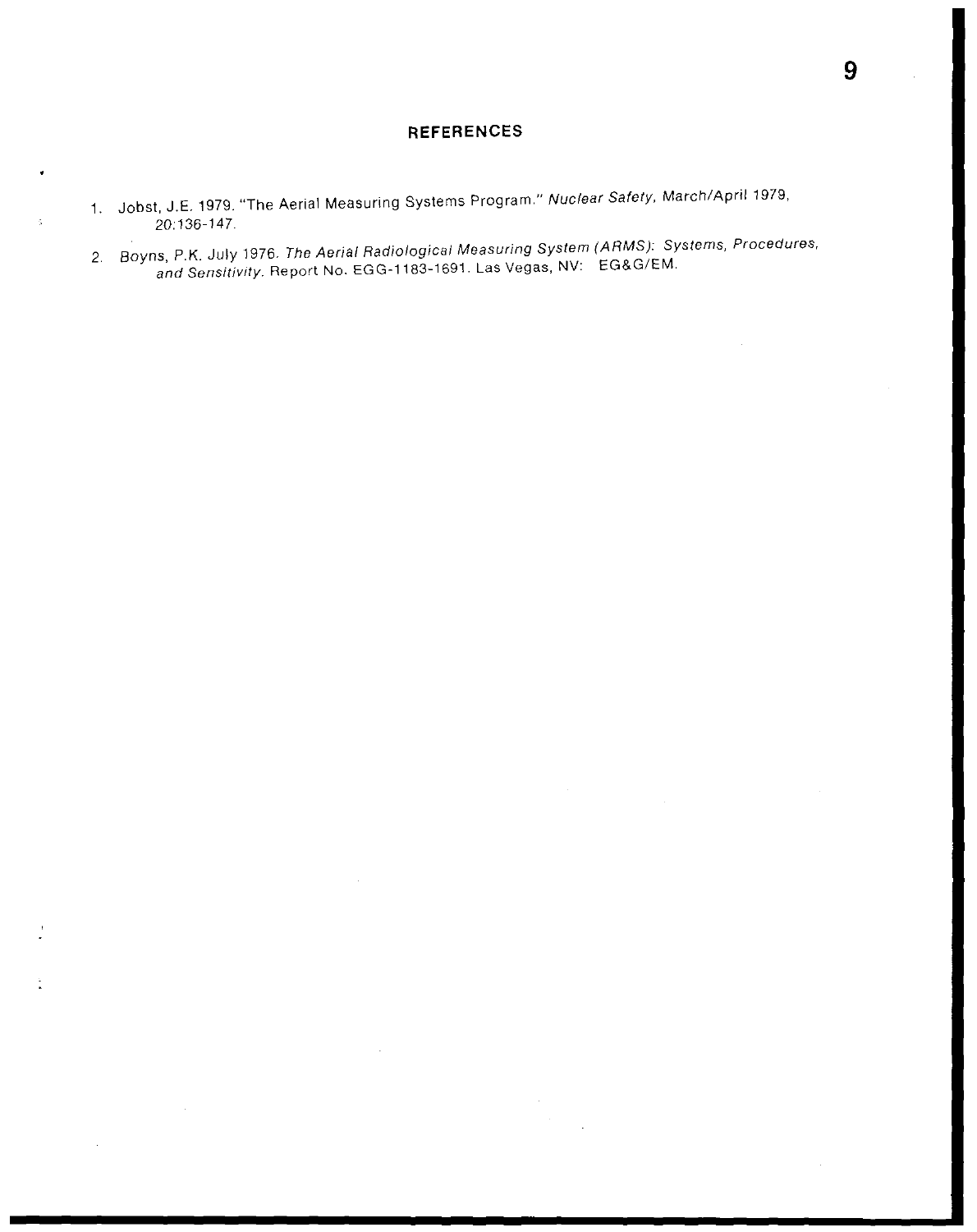## REFERENCES

1. Jobst, J.E. 1979. "The Aerial Measuring Systems Program." *Nuclear Safety*, March/April 1979, 20:136-147.

2. Boyns, P.K. July 1976. *The Aerial Radiological Measuring System (ARMS): Systems, Procedures, and Sensitivity*. Report No. EGG-1183-1691. Las Vegas, NV: EG&G/EM.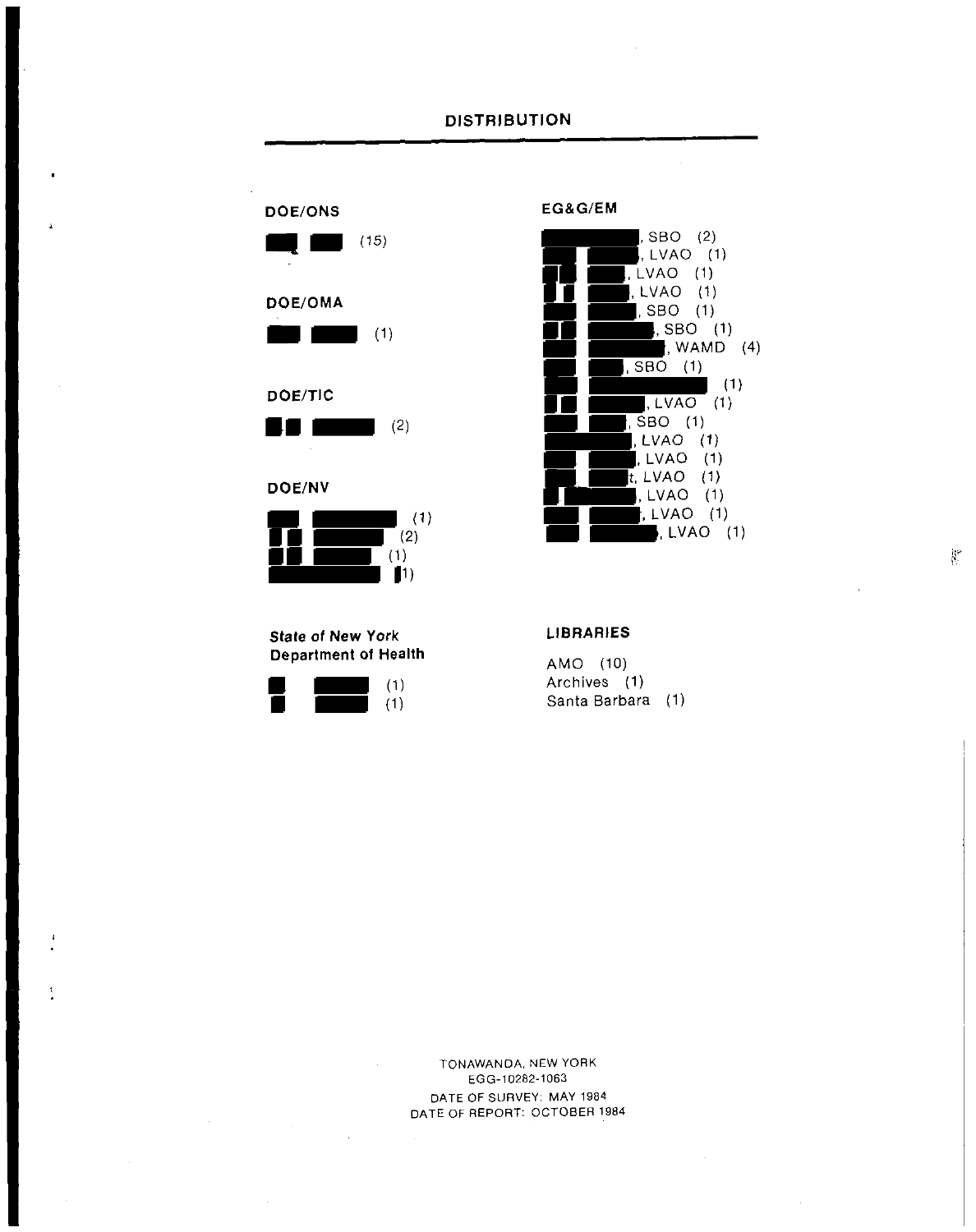# DISTRIBUTION

**DOE/ONS**

(15)

**DOE/OMA**

(1)

**DOE/TIC**

(2)

**DOE/NV**

(1)
(2)
(1)
(1)

**State of New York Department of Health**

(1)
(1)

**EG&G/EM**

, SBO (2)
, LVAO (1)
, LVAO (1)
, LVAO (1)
, SBO (1)
, SBO (1)
, WAMD (4)
, SBO (1)
(1)
, LVAO (1)
, SBO (1)
, LVAO (1)
, LVAO (1)
t, LVAO (1)
, LVAO (1)
, LVAO (1)
, LVAO (1)

**LIBRARIES**

AMO (10)
Archives (1)
Santa Barbara (1)

TONAWANDA, NEW YORK
EGG-10282-1063
DATE OF SURVEY: MAY 1984
DATE OF REPORT: OCTOBER 1984